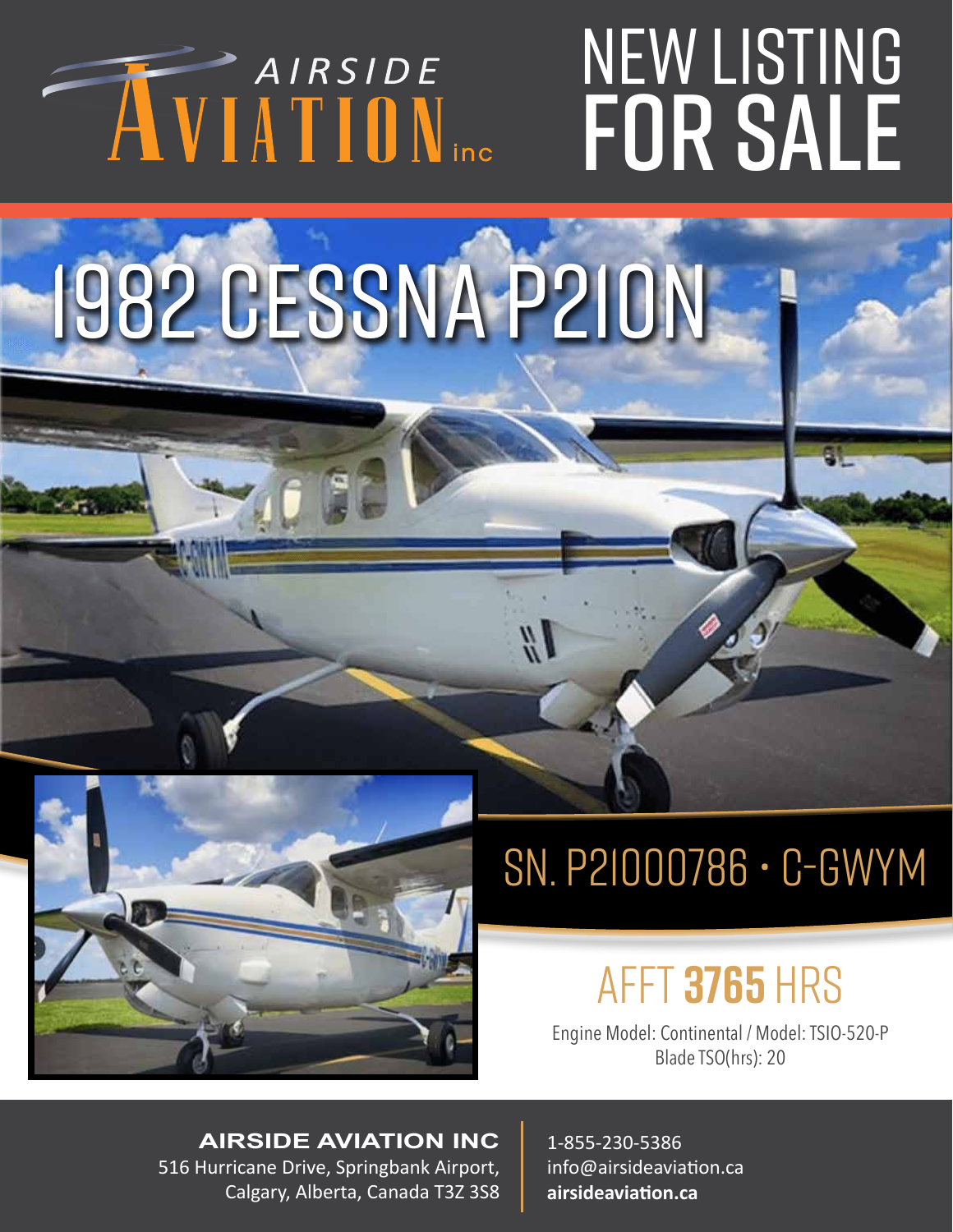AIRSIDE AVIATION inc

# NEW LISTING FOR SALE

# 1982 CESSNA P210N

## SN. P21000786 • C-GWYM

## AFFT **3765** HRS

Engine Model: Continental / Model: TSIO-520-P
Blade TSO(hrs): 20

**AIRSIDE AVIATION INC**
516 Hurricane Drive, Springbank Airport,
Calgary, Alberta, Canada T3Z 3S8

1-855-230-5386
info@airsideaviation.ca
**airsideaviation.ca**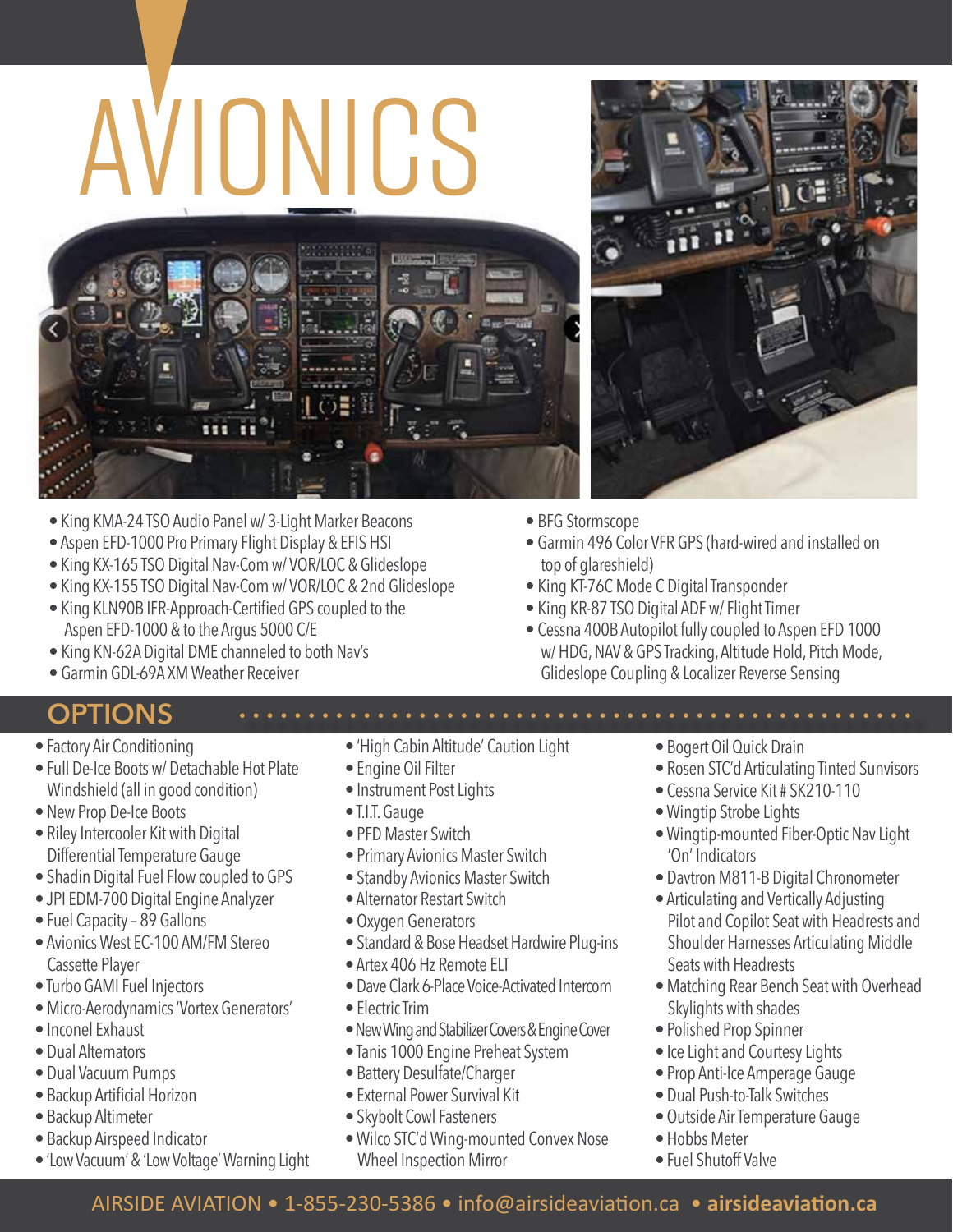# AVIONICS

- King KMA-24 TSO Audio Panel w/ 3-Light Marker Beacons
- Aspen EFD-1000 Pro Primary Flight Display & EFIS HSI
- King KX-165 TSO Digital Nav-Com w/ VOR/LOC & Glideslope
- King KX-155 TSO Digital Nav-Com w/ VOR/LOC & 2nd Glideslope
- King KLN90B IFR-Approach-Certified GPS coupled to the Aspen EFD-1000 & to the Argus 5000 C/E
- King KN-62A Digital DME channeled to both Nav's
- Garmin GDL-69A XM Weather Receiver
- BFG Stormscope
- Garmin 496 Color VFR GPS (hard-wired and installed on top of glareshield)
- King KT-76C Mode C Digital Transponder
- King KR-87 TSO Digital ADF w/ Flight Timer
- Cessna 400B Autopilot fully coupled to Aspen EFD 1000 w/ HDG, NAV & GPS Tracking, Altitude Hold, Pitch Mode, Glideslope Coupling & Localizer Reverse Sensing

## OPTIONS

- Factory Air Conditioning
- Full De-Ice Boots w/ Detachable Hot Plate Windshield (all in good condition)
- New Prop De-Ice Boots
- Riley Intercooler Kit with Digital Differential Temperature Gauge
- Shadin Digital Fuel Flow coupled to GPS
- JPI EDM-700 Digital Engine Analyzer
- Fuel Capacity – 89 Gallons
- Avionics West EC-100 AM/FM Stereo Cassette Player
- Turbo GAMI Fuel Injectors
- Micro-Aerodynamics 'Vortex Generators'
- Inconel Exhaust
- Dual Alternators
- Dual Vacuum Pumps
- Backup Artificial Horizon
- Backup Altimeter
- Backup Airspeed Indicator
- 'Low Vacuum' & 'Low Voltage' Warning Light
- 'High Cabin Altitude' Caution Light
- Engine Oil Filter
- Instrument Post Lights
- T.I.T. Gauge
- PFD Master Switch
- Primary Avionics Master Switch
- Standby Avionics Master Switch
- Alternator Restart Switch
- Oxygen Generators
- Standard & Bose Headset Hardwire Plug-ins
- Artex 406 Hz Remote ELT
- Dave Clark 6-Place Voice-Activated Intercom
- Electric Trim
- New Wing and Stabilizer Covers & Engine Cover
- Tanis 1000 Engine Preheat System
- Battery Desulfate/Charger
- External Power Survival Kit
- Skybolt Cowl Fasteners
- Wilco STC'd Wing-mounted Convex Nose Wheel Inspection Mirror
- Bogert Oil Quick Drain
- Rosen STC'd Articulating Tinted Sunvisors
- Cessna Service Kit # SK210-110
- Wingtip Strobe Lights
- Wingtip-mounted Fiber-Optic Nav Light 'On' Indicators
- Davtron M811-B Digital Chronometer
- Articulating and Vertically Adjusting Pilot and Copilot Seat with Headrests and Shoulder Harnesses Articulating Middle Seats with Headrests
- Matching Rear Bench Seat with Overhead Skylights with shades
- Polished Prop Spinner
- Ice Light and Courtesy Lights
- Prop Anti-Ice Amperage Gauge
- Dual Push-to-Talk Switches
- Outside Air Temperature Gauge
- Hobbs Meter
- Fuel Shutoff Valve

AIRSIDE AVIATION • 1-855-230-5386 • info@airsideaviation.ca • **airsideaviation.ca**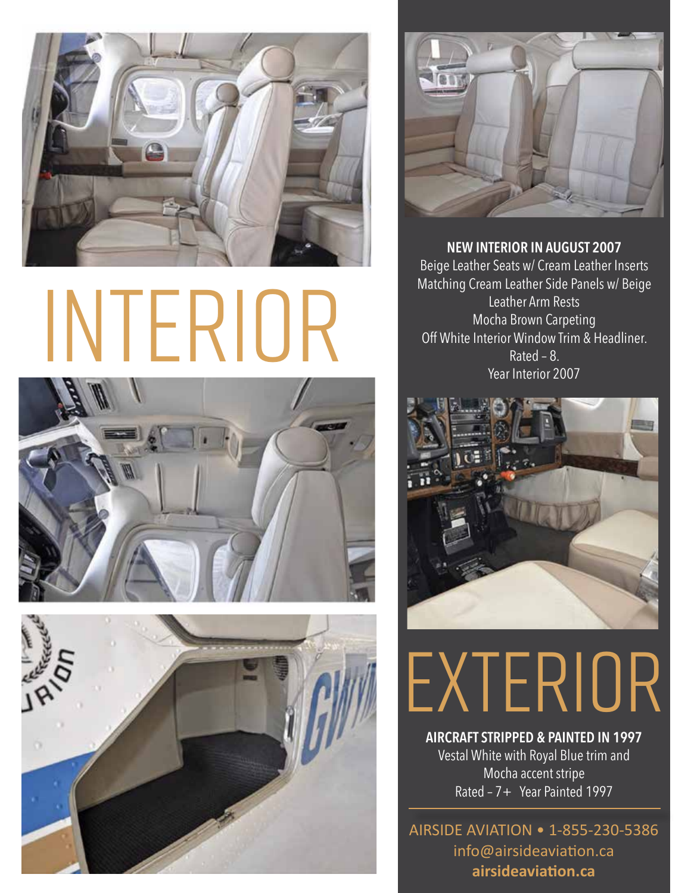# INTERIOR

**NEW INTERIOR IN AUGUST 2007**

Beige Leather Seats w/ Cream Leather Inserts
Matching Cream Leather Side Panels w/ Beige Leather Arm Rests
Mocha Brown Carpeting
Off White Interior Window Trim & Headliner.
Rated – 8.
Year Interior 2007

# EXTERIOR

**AIRCRAFT STRIPPED & PAINTED IN 1997**

Vestal White with Royal Blue trim and Mocha accent stripe
Rated – 7+ Year Painted 1997

AIRSIDE AVIATION • 1-855-230-5386
info@airsideaviation.ca
**airsideaviation.ca**